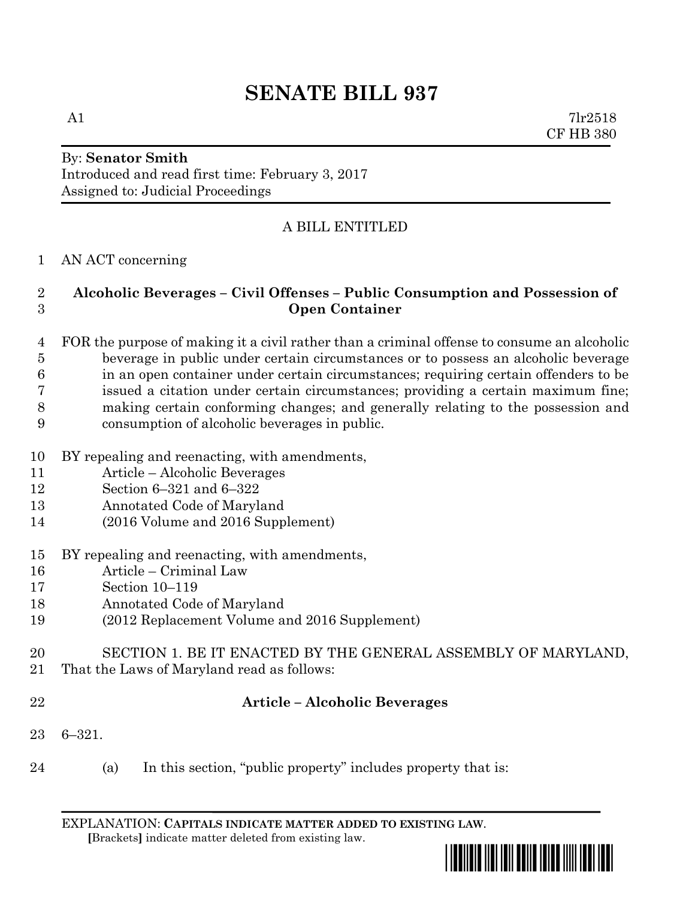# SENATE BILL 937

A1 7lr2518
CF HB 380

By: **Senator Smith**
Introduced and read first time: February 3, 2017
Assigned to: Judicial Proceedings

A BILL ENTITLED

AN ACT concerning

**Alcoholic Beverages – Civil Offenses – Public Consumption and Possession of Open Container**

FOR the purpose of making it a civil rather than a criminal offense to consume an alcoholic beverage in public under certain circumstances or to possess an alcoholic beverage in an open container under certain circumstances; requiring certain offenders to be issued a citation under certain circumstances; providing a certain maximum fine; making certain conforming changes; and generally relating to the possession and consumption of alcoholic beverages in public.

BY repealing and reenacting, with amendments,
Article – Alcoholic Beverages
Section 6–321 and 6–322
Annotated Code of Maryland
(2016 Volume and 2016 Supplement)

BY repealing and reenacting, with amendments,
Article – Criminal Law
Section 10–119
Annotated Code of Maryland
(2012 Replacement Volume and 2016 Supplement)

SECTION 1. BE IT ENACTED BY THE GENERAL ASSEMBLY OF MARYLAND, That the Laws of Maryland read as follows:

**Article – Alcoholic Beverages**

6–321.

(a) In this section, "public property" includes property that is:

EXPLANATION: **CAPITALS INDICATE MATTER ADDED TO EXISTING LAW**.
**[**Brackets**]** indicate matter deleted from existing law.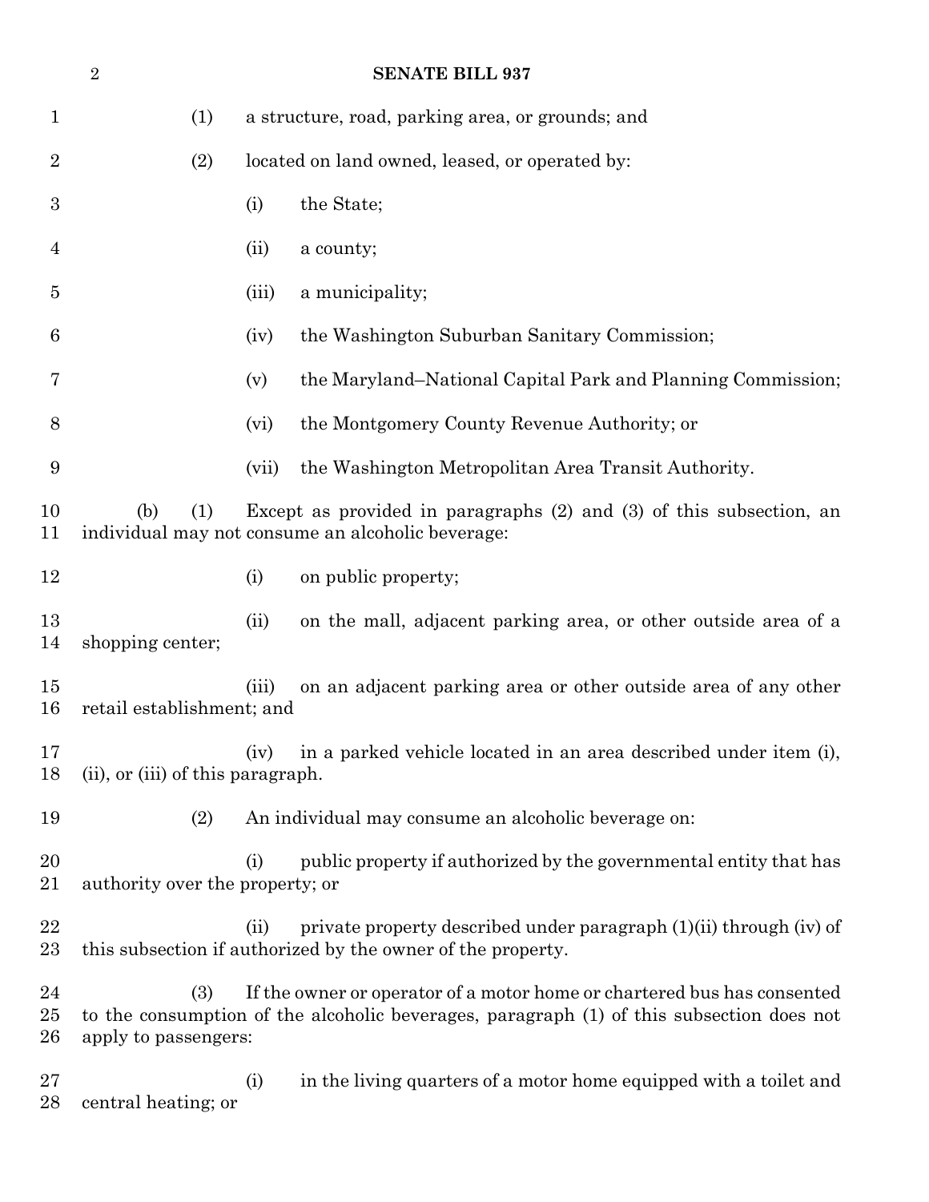(1) a structure, road, parking area, or grounds; and

(2) located on land owned, leased, or operated by:

(i) the State;

(ii) a county;

(iii) a municipality;

(iv) the Washington Suburban Sanitary Commission;

(v) the Maryland–National Capital Park and Planning Commission;

(vi) the Montgomery County Revenue Authority; or

(vii) the Washington Metropolitan Area Transit Authority.

(b) (1) Except as provided in paragraphs (2) and (3) of this subsection, an individual may not consume an alcoholic beverage:

(i) on public property;

(ii) on the mall, adjacent parking area, or other outside area of a shopping center;

(iii) on an adjacent parking area or other outside area of any other retail establishment; and

(iv) in a parked vehicle located in an area described under item (i), (ii), or (iii) of this paragraph.

(2) An individual may consume an alcoholic beverage on:

(i) public property if authorized by the governmental entity that has authority over the property; or

(ii) private property described under paragraph (1)(ii) through (iv) of this subsection if authorized by the owner of the property.

(3) If the owner or operator of a motor home or chartered bus has consented to the consumption of the alcoholic beverages, paragraph (1) of this subsection does not apply to passengers:

(i) in the living quarters of a motor home equipped with a toilet and central heating; or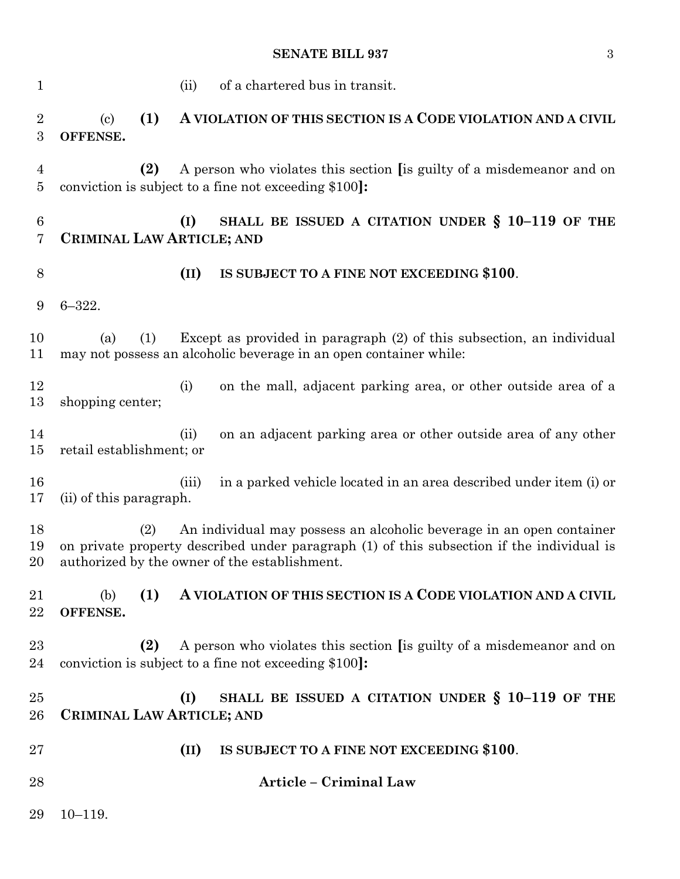(ii) of a chartered bus in transit.

(c) **(1) A VIOLATION OF THIS SECTION IS A CODE VIOLATION AND A CIVIL OFFENSE.**

**(2)** A person who violates this section [is guilty of a misdemeanor and on conviction is subject to a fine not exceeding $100]:

**(I) SHALL BE ISSUED A CITATION UNDER § 10–119 OF THE CRIMINAL LAW ARTICLE; AND**

**(II) IS SUBJECT TO A FINE NOT EXCEEDING $100**.

6–322.

(a) (1) Except as provided in paragraph (2) of this subsection, an individual may not possess an alcoholic beverage in an open container while:

(i) on the mall, adjacent parking area, or other outside area of a shopping center;

(ii) on an adjacent parking area or other outside area of any other retail establishment; or

(iii) in a parked vehicle located in an area described under item (i) or (ii) of this paragraph.

(2) An individual may possess an alcoholic beverage in an open container on private property described under paragraph (1) of this subsection if the individual is authorized by the owner of the establishment.

(b) **(1) A VIOLATION OF THIS SECTION IS A CODE VIOLATION AND A CIVIL OFFENSE.**

**(2)** A person who violates this section [is guilty of a misdemeanor and on conviction is subject to a fine not exceeding $100]:

**(I) SHALL BE ISSUED A CITATION UNDER § 10–119 OF THE CRIMINAL LAW ARTICLE; AND**

**(II) IS SUBJECT TO A FINE NOT EXCEEDING $100**.

## Article – Criminal Law

10–119.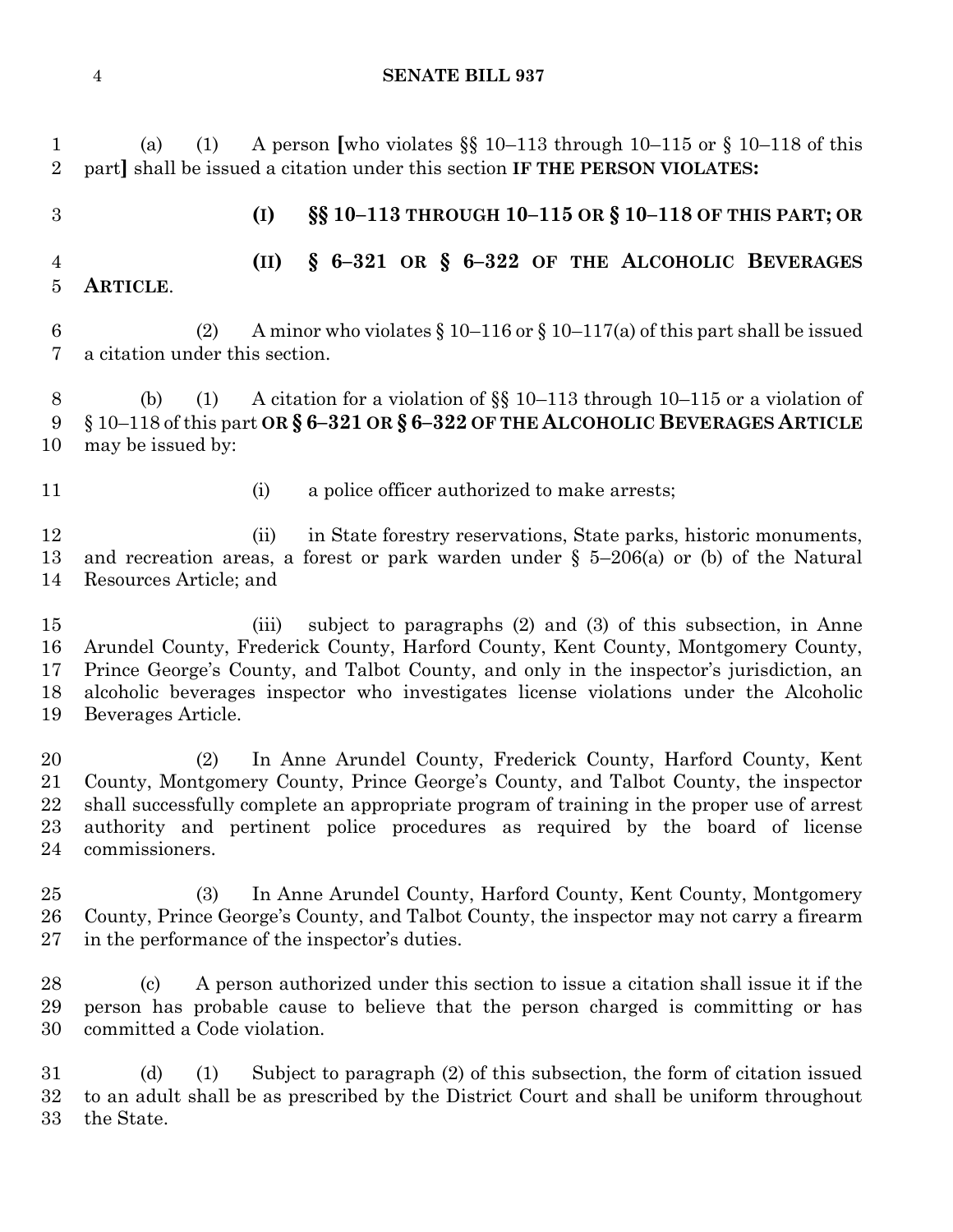(a) (1) A person [who violates §§ 10–113 through 10–115 or § 10–118 of this part] shall be issued a citation under this section **IF THE PERSON VIOLATES:**

**(I) §§ 10–113 THROUGH 10–115 OR § 10–118 OF THIS PART; OR**

**(II) § 6–321 OR § 6–322 OF THE ALCOHOLIC BEVERAGES ARTICLE**.

(2) A minor who violates § 10–116 or § 10–117(a) of this part shall be issued a citation under this section.

(b) (1) A citation for a violation of §§ 10–113 through 10–115 or a violation of § 10–118 of this part **OR § 6–321 OR § 6–322 OF THE ALCOHOLIC BEVERAGES ARTICLE** may be issued by:

(i) a police officer authorized to make arrests;

(ii) in State forestry reservations, State parks, historic monuments, and recreation areas, a forest or park warden under § 5–206(a) or (b) of the Natural Resources Article; and

(iii) subject to paragraphs (2) and (3) of this subsection, in Anne Arundel County, Frederick County, Harford County, Kent County, Montgomery County, Prince George's County, and Talbot County, and only in the inspector's jurisdiction, an alcoholic beverages inspector who investigates license violations under the Alcoholic Beverages Article.

(2) In Anne Arundel County, Frederick County, Harford County, Kent County, Montgomery County, Prince George's County, and Talbot County, the inspector shall successfully complete an appropriate program of training in the proper use of arrest authority and pertinent police procedures as required by the board of license commissioners.

(3) In Anne Arundel County, Harford County, Kent County, Montgomery County, Prince George's County, and Talbot County, the inspector may not carry a firearm in the performance of the inspector's duties.

(c) A person authorized under this section to issue a citation shall issue it if the person has probable cause to believe that the person charged is committing or has committed a Code violation.

(d) (1) Subject to paragraph (2) of this subsection, the form of citation issued to an adult shall be as prescribed by the District Court and shall be uniform throughout the State.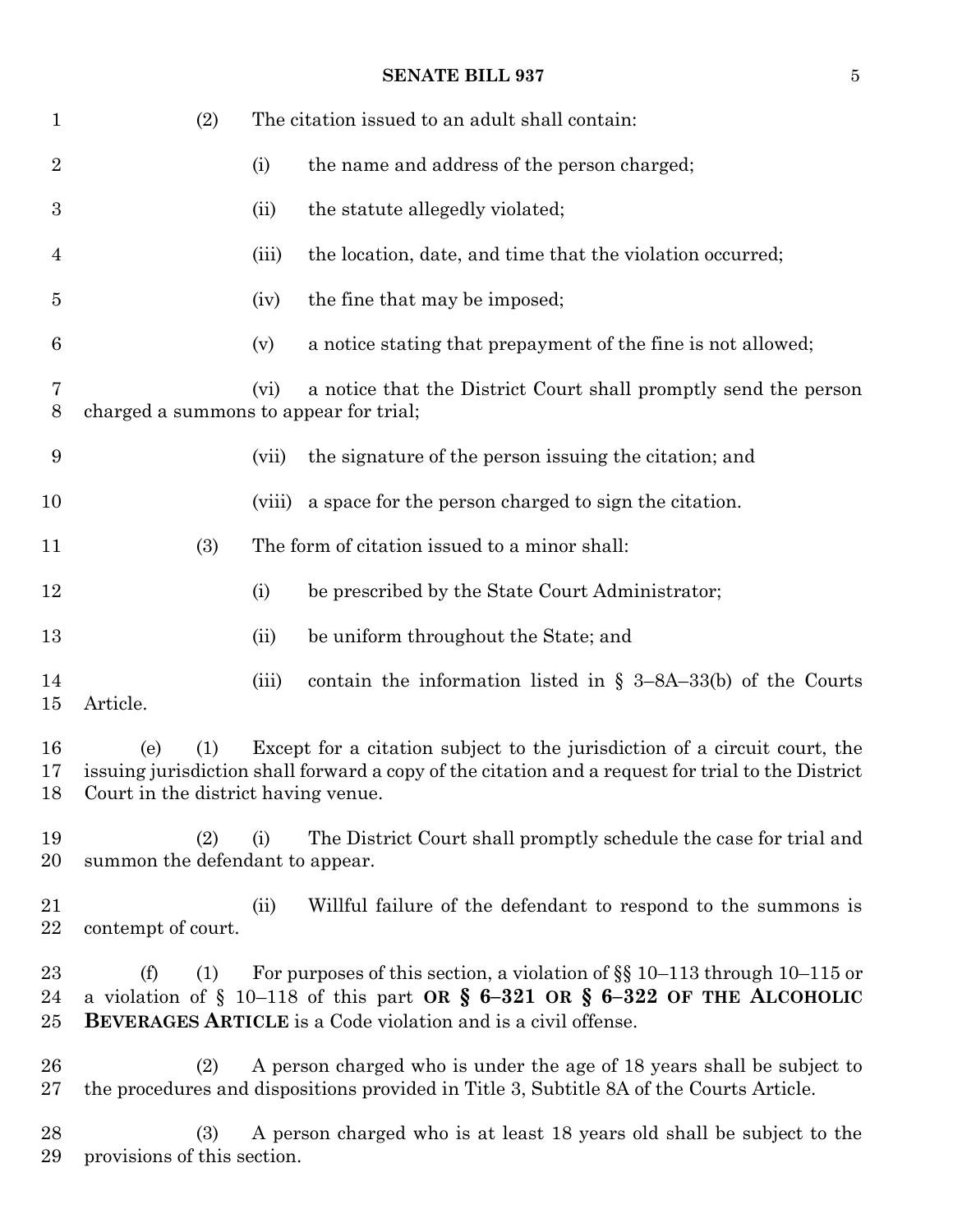(2) The citation issued to an adult shall contain:

(i) the name and address of the person charged;

(ii) the statute allegedly violated;

(iii) the location, date, and time that the violation occurred;

(iv) the fine that may be imposed;

(v) a notice stating that prepayment of the fine is not allowed;

(vi) a notice that the District Court shall promptly send the person charged a summons to appear for trial;

(vii) the signature of the person issuing the citation; and

(viii) a space for the person charged to sign the citation.

(3) The form of citation issued to a minor shall:

(i) be prescribed by the State Court Administrator;

(ii) be uniform throughout the State; and

(iii) contain the information listed in § 3–8A–33(b) of the Courts Article.

(e) (1) Except for a citation subject to the jurisdiction of a circuit court, the issuing jurisdiction shall forward a copy of the citation and a request for trial to the District Court in the district having venue.

(2) (i) The District Court shall promptly schedule the case for trial and summon the defendant to appear.

(ii) Willful failure of the defendant to respond to the summons is contempt of court.

(f) (1) For purposes of this section, a violation of §§ 10–113 through 10–115 or a violation of § 10–118 of this part **OR § 6–321 OR § 6–322 OF THE ALCOHOLIC BEVERAGES ARTICLE** is a Code violation and is a civil offense.

(2) A person charged who is under the age of 18 years shall be subject to the procedures and dispositions provided in Title 3, Subtitle 8A of the Courts Article.

(3) A person charged who is at least 18 years old shall be subject to the provisions of this section.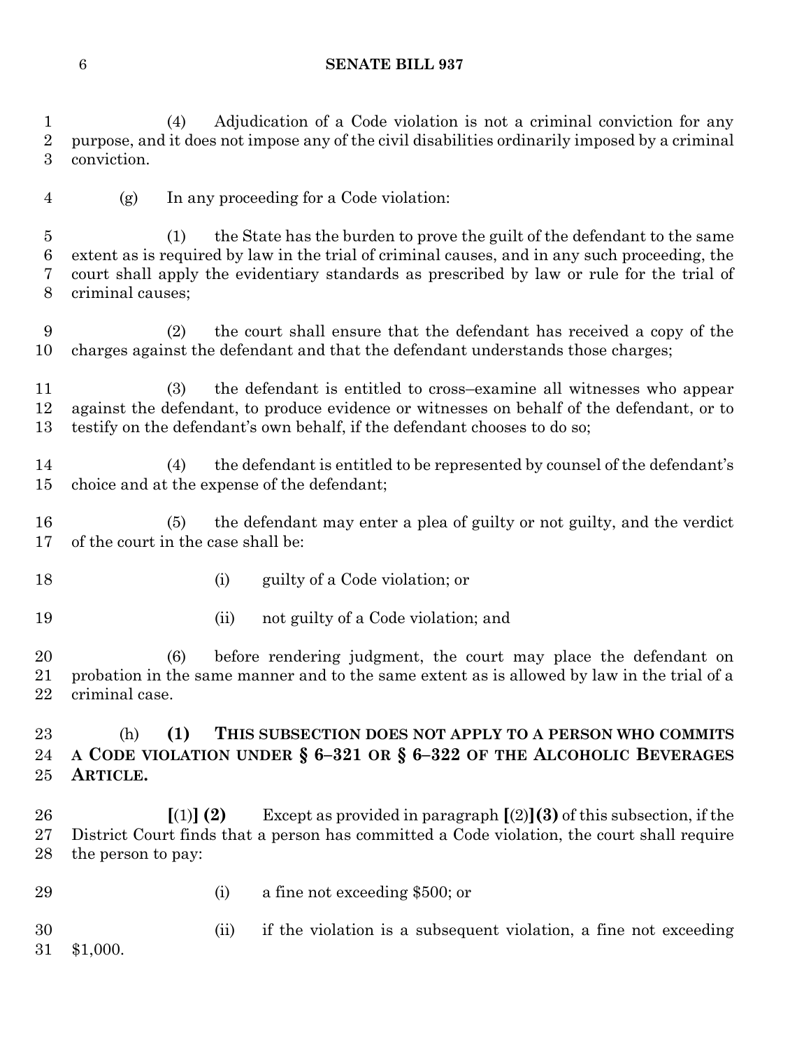(4) Adjudication of a Code violation is not a criminal conviction for any purpose, and it does not impose any of the civil disabilities ordinarily imposed by a criminal conviction.

(g) In any proceeding for a Code violation:

(1) the State has the burden to prove the guilt of the defendant to the same extent as is required by law in the trial of criminal causes, and in any such proceeding, the court shall apply the evidentiary standards as prescribed by law or rule for the trial of criminal causes;

(2) the court shall ensure that the defendant has received a copy of the charges against the defendant and that the defendant understands those charges;

(3) the defendant is entitled to cross–examine all witnesses who appear against the defendant, to produce evidence or witnesses on behalf of the defendant, or to testify on the defendant's own behalf, if the defendant chooses to do so;

(4) the defendant is entitled to be represented by counsel of the defendant's choice and at the expense of the defendant;

(5) the defendant may enter a plea of guilty or not guilty, and the verdict of the court in the case shall be:

(i) guilty of a Code violation; or

(ii) not guilty of a Code violation; and

(6) before rendering judgment, the court may place the defendant on probation in the same manner and to the same extent as is allowed by law in the trial of a criminal case.

(h) **(1) THIS SUBSECTION DOES NOT APPLY TO A PERSON WHO COMMITS A CODE VIOLATION UNDER § 6–321 OR § 6–322 OF THE ALCOHOLIC BEVERAGES ARTICLE.**

**[**(1)**] (2)** Except as provided in paragraph **[**(2)**](3)** of this subsection, if the District Court finds that a person has committed a Code violation, the court shall require the person to pay:

(i) a fine not exceeding $500; or

(ii) if the violation is a subsequent violation, a fine not exceeding $1,000.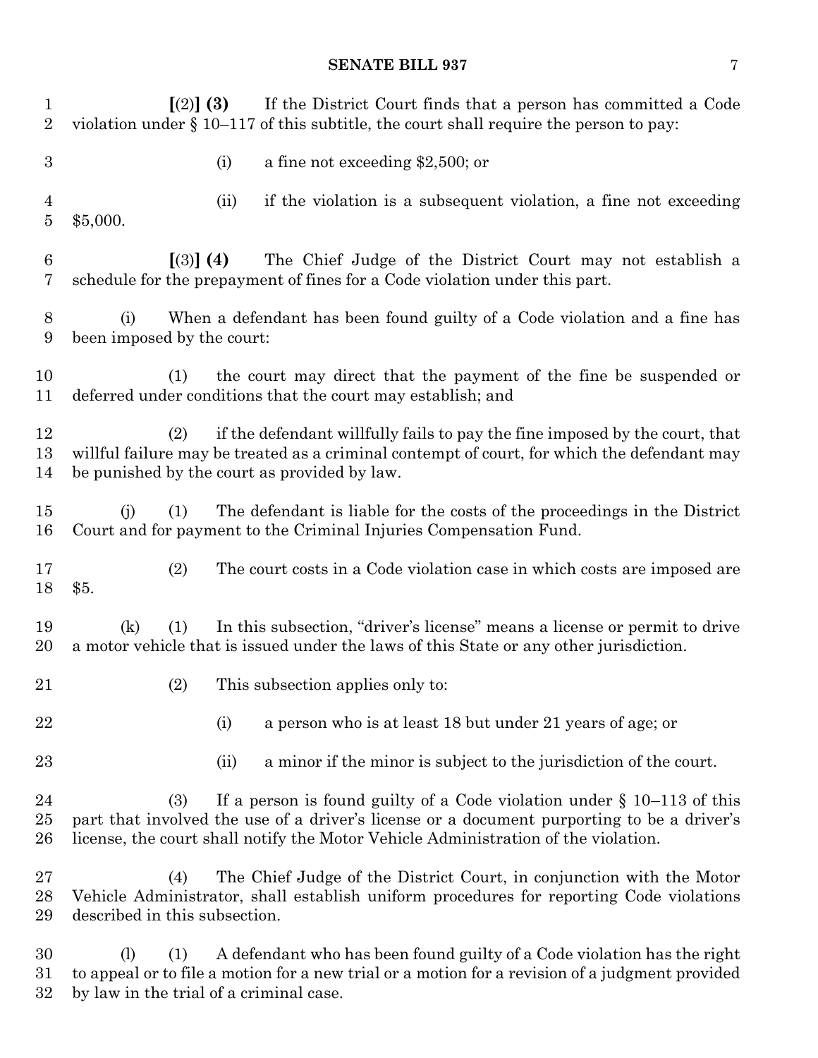**[**(2)**] (3)** If the District Court finds that a person has committed a Code violation under § 10–117 of this subtitle, the court shall require the person to pay:

(i) a fine not exceeding $2,500; or

(ii) if the violation is a subsequent violation, a fine not exceeding $5,000.

**[**(3)**] (4)** The Chief Judge of the District Court may not establish a schedule for the prepayment of fines for a Code violation under this part.

(i) When a defendant has been found guilty of a Code violation and a fine has been imposed by the court:

(1) the court may direct that the payment of the fine be suspended or deferred under conditions that the court may establish; and

(2) if the defendant willfully fails to pay the fine imposed by the court, that willful failure may be treated as a criminal contempt of court, for which the defendant may be punished by the court as provided by law.

(j) (1) The defendant is liable for the costs of the proceedings in the District Court and for payment to the Criminal Injuries Compensation Fund.

(2) The court costs in a Code violation case in which costs are imposed are $5.

(k) (1) In this subsection, "driver's license" means a license or permit to drive a motor vehicle that is issued under the laws of this State or any other jurisdiction.

(2) This subsection applies only to:

(i) a person who is at least 18 but under 21 years of age; or

(ii) a minor if the minor is subject to the jurisdiction of the court.

(3) If a person is found guilty of a Code violation under § 10–113 of this part that involved the use of a driver's license or a document purporting to be a driver's license, the court shall notify the Motor Vehicle Administration of the violation.

(4) The Chief Judge of the District Court, in conjunction with the Motor Vehicle Administrator, shall establish uniform procedures for reporting Code violations described in this subsection.

(l) (1) A defendant who has been found guilty of a Code violation has the right to appeal or to file a motion for a new trial or a motion for a revision of a judgment provided by law in the trial of a criminal case.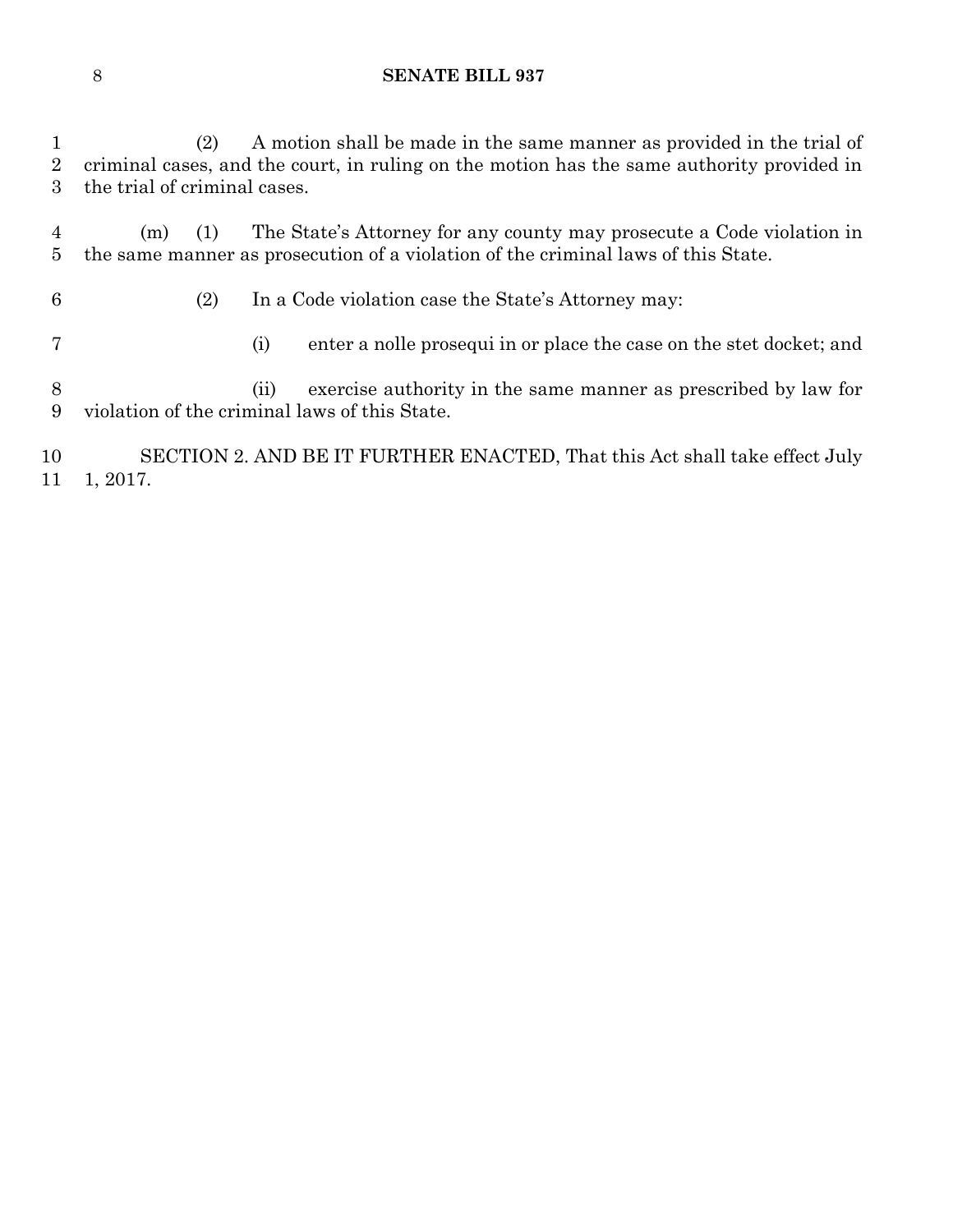(2) A motion shall be made in the same manner as provided in the trial of criminal cases, and the court, in ruling on the motion has the same authority provided in the trial of criminal cases.

(m) (1) The State's Attorney for any county may prosecute a Code violation in the same manner as prosecution of a violation of the criminal laws of this State.

(2) In a Code violation case the State's Attorney may:

(i) enter a nolle prosequi in or place the case on the stet docket; and

(ii) exercise authority in the same manner as prescribed by law for violation of the criminal laws of this State.

SECTION 2. AND BE IT FURTHER ENACTED, That this Act shall take effect July 1, 2017.